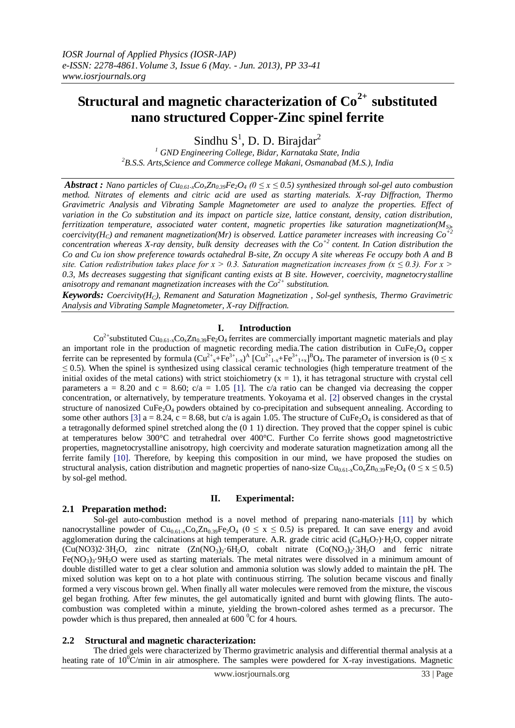# Structural and magnetic characterization of $Co^{2+}$ substituted nano structured Copper-Zinc spinel ferrite

Sindhu S[1], D. D. Birajdar[2]

[1] GND Engineering College, Bidar, Karnataka State, India
[2] B.S.S. Arts,Science and Commerce college Makani, Osmanabad (M.S.), India

***Abstract :*** *Nano particles of $Cu_{0.61-x}Co_xZn_{0.39}Fe_2O_4$ ($0 \leq x \leq 0.5$) synthesized through sol-gel auto combustion method. Nitrates of elements and citric acid are used as starting materials. X-ray Diffraction, Thermo Gravimetric Analysis and Vibrating Sample Magnetometer are used to analyze the properties. Effect of variation in the Co substitution and its impact on particle size, lattice constant, density, cation distribution, ferritization temperature, associated water content, magnetic properties like saturation magnetization($M_S$), coercivity($H_C$) and remanent magnetization(Mr) is observed. Lattice parameter increases with increasing $Co^{+2}$ concentration whereas X-ray density, bulk density decreases with the $Co^{+2}$ content. In Cation distribution the Co and Cu ion show preference towards octahedral B-site, Zn occupy A site whereas Fe occupy both A and B site. Cation redistribution takes place for $x > 0.3$. Saturation magnetization increases from ($x \leq 0.3$). For $x > 0.3$, Ms decreases suggesting that significant canting exists at B site. However, coercivity, magnetocrystalline anisotropy and remanant magnetization increases with the $Co^{2+}$ substitution.*

***Keywords:*** *Coercivity($H_C$), Remanent and Saturation Magnetization , Sol-gel synthesis, Thermo Gravimetric Analysis and Vibrating Sample Magnetometer, X-ray Diffraction.*

## I. Introduction

$Co^{2+}$substituted $Cu_{0.61-x}Co_xZn_{0.39}Fe_2O_4$ ferrites are commercially important magnetic materials and play an important role in the production of magnetic recording media.The cation distribution in $CuFe_2O_4$ copper ferrite can be represented by formula $(Cu^{2+}_x+Fe^{3+}_{1-x})^A\,[Cu^{2+}_{1-x}+Fe^{3+}_{1+x}]^BO_4$. The parameter of inversion is ($0 \leq x \leq 0.5$). When the spinel is synthesized using classical ceramic technologies (high temperature treatment of the initial oxides of the metal cations) with strict stoichiometry ($x = 1$), it has tetragonal structure with crystal cell parameters a = 8.20 and c = 8.60; c/a = 1.05 [1]. The c/a ratio can be changed via decreasing the copper concentration, or alternatively, by temperature treatments. Yokoyama et al. [2] observed changes in the crystal structure of nanosized $CuFe_2O_4$ powders obtained by co-precipitation and subsequent annealing. According to some other authors [3] a = 8.24, c = 8.68, but c/a is again 1.05. The structure of $CuFe_2O_4$ is considered as that of a tetragonally deformed spinel stretched along the (0 1 1) direction. They proved that the copper spinel is cubic at temperatures below 300°C and tetrahedral over 400°C. Further Co ferrite shows good magnetostrictive properties, magnetocrystalline anisotropy, high coercivity and moderate saturation magnetization among all the ferrite family [10]. Therefore, by keeping this composition in our mind, we have proposed the studies on structural analysis, cation distribution and magnetic properties of nano-size $Cu_{0.61-x}Co_xZn_{0.39}Fe_2O_4$ ($0 \leq x \leq 0.5$) by sol-gel method.

## II. Experimental:

### 2.1 Preparation method:

Sol-gel auto-combustion method is a novel method of preparing nano-materials [11] by which nanocrystalline powder of $Cu_{0.61-x}Co_xZn_{0.39}Fe_2O_4$ ($0 \leq x \leq 0.5$) is prepared. It can save energy and avoid agglomeration during the calcinations at high temperature. A.R. grade citric acid $(C_6H_8O_7)\cdot H_2O$, copper nitrate $(Cu(NO3)2\cdot 3H_2O$, zinc nitrate $(Zn(NO_3)_2\cdot 6H_2O$, cobalt nitrate $(Co(NO_3)_2\cdot 3H_2O$ and ferric nitrate $Fe(NO_3)_3\cdot 9H_2O$ were used as starting materials. The metal nitrates were dissolved in a minimum amount of double distilled water to get a clear solution and ammonia solution was slowly added to maintain the pH. The mixed solution was kept on to a hot plate with continuous stirring. The solution became viscous and finally formed a very viscous brown gel. When finally all water molecules were removed from the mixture, the viscous gel began frothing. After few minutes, the gel automatically ignited and burnt with glowing flints. The auto-combustion was completed within a minute, yielding the brown-colored ashes termed as a precursor. The powder which is thus prepared, then annealed at 600 $^0$C for 4 hours.

### 2.2 Structural and magnetic characterization:

The dried gels were characterized by Thermo gravimetric analysis and differential thermal analysis at a heating rate of $10^0$C/min in air atmosphere. The samples were powdered for X-ray investigations. Magnetic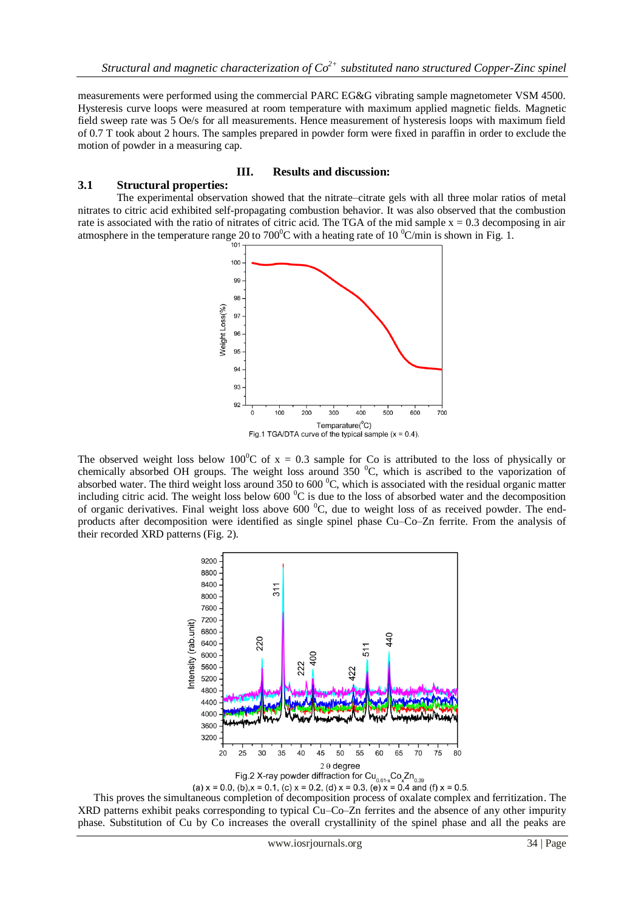measurements were performed using the commercial PARC EG&G vibrating sample magnetometer VSM 4500. Hysteresis curve loops were measured at room temperature with maximum applied magnetic fields. Magnetic field sweep rate was 5 Oe/s for all measurements. Hence measurement of hysteresis loops with maximum field of 0.7 T took about 2 hours. The samples prepared in powder form were fixed in paraffin in order to exclude the motion of powder in a measuring cap.

## III. Results and discussion:

### 3.1 Structural properties:

The experimental observation showed that the nitrate–citrate gels with all three molar ratios of metal nitrates to citric acid exhibited self-propagating combustion behavior. It was also observed that the combustion rate is associated with the ratio of nitrates of citric acid. The TGA of the mid sample x = 0.3 decomposing in air atmosphere in the temperature range 20 to 700$^0$C with a heating rate of 10 $^0$C/min is shown in Fig. 1.

Fig.1 TGA/DTA curve of the typical sample (x = 0.4).

The observed weight loss below 100$^0$C of x = 0.3 sample for Co is attributed to the loss of physically or chemically absorbed OH groups. The weight loss around 350 $^0$C, which is ascribed to the vaporization of absorbed water. The third weight loss around 350 to 600 $^0$C, which is associated with the residual organic matter including citric acid. The weight loss below 600 $^0$C is due to the loss of absorbed water and the decomposition of organic derivatives. Final weight loss above 600 $^0$C, due to weight loss of as received powder. The end-products after decomposition were identified as single spinel phase Cu–Co–Zn ferrite. From the analysis of their recorded XRD patterns (Fig. 2).

Fig.2 X-ray powder diffraction for $Cu_{0.61-x}Co_xZn_{0.39}$ (a) x = 0.0, (b) x = 0.1, (c) x = 0.2, (d) x = 0.3, (e) x = 0.4 and (f) x = 0.5.

This proves the simultaneous completion of decomposition process of oxalate complex and ferritization. The XRD patterns exhibit peaks corresponding to typical Cu–Co–Zn ferrites and the absence of any other impurity phase. Substitution of Cu by Co increases the overall crystallinity of the spinel phase and all the peaks are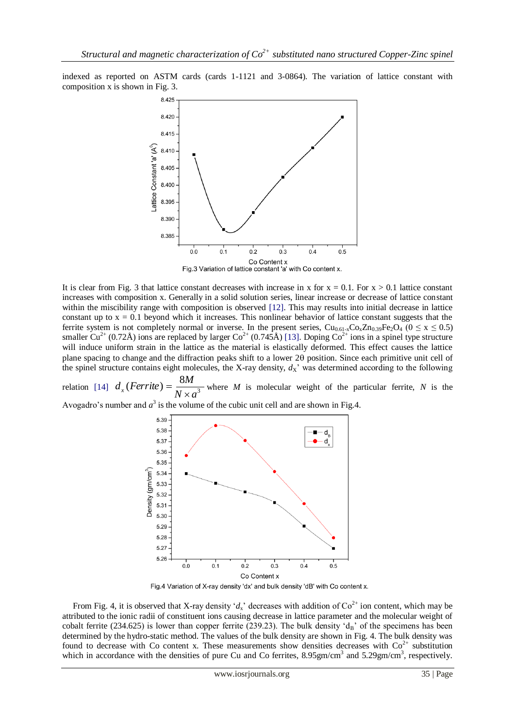indexed as reported on ASTM cards (cards 1-1121 and 3-0864). The variation of lattice constant with composition x is shown in Fig. 3.

Fig.3 Variation of lattice constant 'a' with Co content x.

It is clear from Fig. 3 that lattice constant decreases with increase in x for x = 0.1. For x > 0.1 lattice constant increases with composition x. Generally in a solid solution series, linear increase or decrease of lattice constant within the miscibility range with composition is observed [12]. This may results into initial decrease in lattice constant up to x = 0.1 beyond which it increases. This nonlinear behavior of lattice constant suggests that the ferrite system is not completely normal or inverse. In the present series, $Cu_{0.61-x}Co_xZn_{0.39}Fe_2O_4$ ($0 \leq x \leq 0.5$) smaller $Cu^{2+}$ (0.72Å) ions are replaced by larger $Co^{2+}$ (0.745Å) [13]. Doping $Co^{2+}$ ions in a spinel type structure will induce uniform strain in the lattice as the material is elastically deformed. This effect causes the lattice plane spacing to change and the diffraction peaks shift to a lower 2θ position. Since each primitive unit cell of the spinel structure contains eight molecules, the X-ray density, $d_X$' was determined according to the following relation [14] $d_x(Ferrite) = \dfrac{8M}{N \times a^3}$ where $M$ is molecular weight of the particular ferrite, $N$ is the Avogadro's number and $a^3$ is the volume of the cubic unit cell and are shown in Fig.4.

Fig.4 Variation of X-ray density 'dx' and bulk density 'dB' with Co content x.

From Fig. 4, it is observed that X-ray density '$d_x$' decreases with addition of $Co^{2+}$ ion content, which may be attributed to the ionic radii of constituent ions causing decrease in lattice parameter and the molecular weight of cobalt ferrite (234.625) is lower than copper ferrite (239.23). The bulk density '$d_B$' of the specimens has been determined by the hydro-static method. The values of the bulk density are shown in Fig. 4. The bulk density was found to decrease with Co content x. These measurements show densities decreases with $Co^{2+}$ substitution which in accordance with the densities of pure Cu and Co ferrites, 8.95gm/cm$^3$ and 5.29gm/cm$^3$, respectively.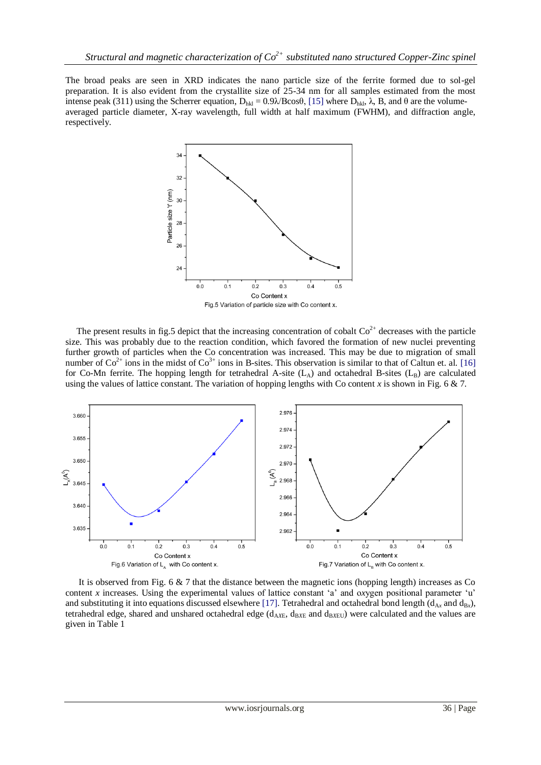The broad peaks are seen in XRD indicates the nano particle size of the ferrite formed due to sol-gel preparation. It is also evident from the crystallite size of 25-34 nm for all samples estimated from the most intense peak (311) using the Scherrer equation, $D_{hkl} = 0.9\lambda/B\cos\theta$, [15] where $D_{hkl}$, $\lambda$, B, and $\theta$ are the volume-averaged particle diameter, X-ray wavelength, full width at half maximum (FWHM), and diffraction angle, respectively.

Fig.5 Variation of particle size with Co content x.

The present results in fig.5 depict that the increasing concentration of cobalt $Co^{2+}$ decreases with the particle size. This was probably due to the reaction condition, which favored the formation of new nuclei preventing further growth of particles when the Co concentration was increased. This may be due to migration of small number of $Co^{2+}$ ions in the midst of $Co^{3+}$ ions in B-sites. This observation is similar to that of Caltun et. al. [16] for Co-Mn ferrite. The hopping length for tetrahedral A-site ($L_A$) and octahedral B-sites ($L_B$) are calculated using the values of lattice constant. The variation of hopping lengths with Co content *x* is shown in Fig. 6 & 7.

Fig.6 Variation of $L_A$ with Co content x.

Fig.7 Variation of $L_B$ with Co content x.

It is observed from Fig. 6 & 7 that the distance between the magnetic ions (hopping length) increases as Co content *x* increases. Using the experimental values of lattice constant 'a' and oxygen positional parameter 'u' and substituting it into equations discussed elsewhere [17]. Tetrahedral and octahedral bond length ($d_{Ax}$ and $d_{Bx}$), tetrahedral edge, shared and unshared octahedral edge ($d_{AXE}$, $d_{BXE}$ and $d_{BXEU}$) were calculated and the values are given in Table 1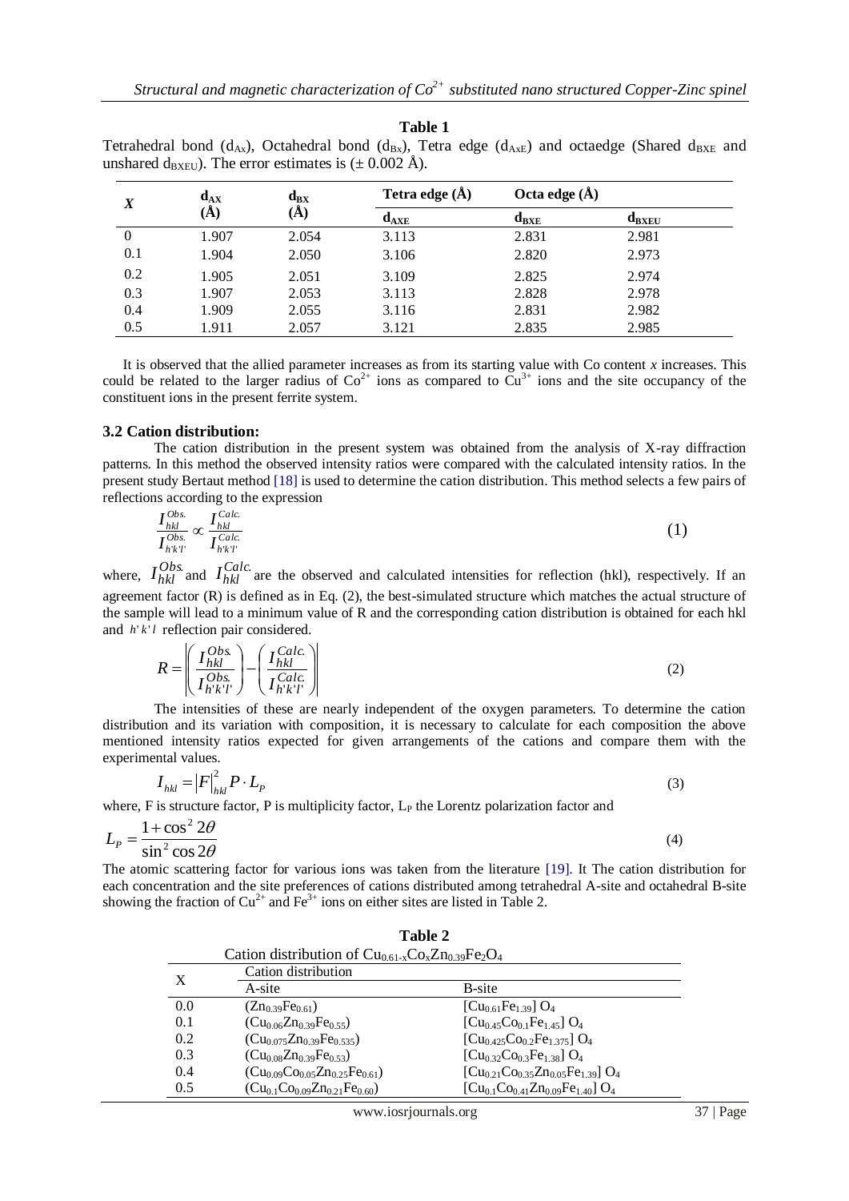**Table 1**

Tetrahedral bond ($d_{Ax}$), Octahedral bond ($d_{Bx}$), Tetra edge ($d_{AxE}$) and octaedge (Shared $d_{BXE}$ and unshared $d_{BXEU}$). The error estimates is ($\pm$ 0.002 Å).

| *X* | $d_{AX}$ (Å) | $d_{BX}$ (Å) | Tetra edge (Å) | Octa edge (Å) | |
|---|---|---|---|---|---|
| | | | $d_{AXE}$ | $d_{BXE}$ | $d_{BXEU}$ |
| 0 | 1.907 | 2.054 | 3.113 | 2.831 | 2.981 |
| 0.1 | 1.904 | 2.050 | 3.106 | 2.820 | 2.973 |
| 0.2 | 1.905 | 2.051 | 3.109 | 2.825 | 2.974 |
| 0.3 | 1.907 | 2.053 | 3.113 | 2.828 | 2.978 |
| 0.4 | 1.909 | 2.055 | 3.116 | 2.831 | 2.982 |
| 0.5 | 1.911 | 2.057 | 3.121 | 2.835 | 2.985 |

It is observed that the allied parameter increases as from its starting value with Co content *x* increases. This could be related to the larger radius of $Co^{2+}$ ions as compared to $Cu^{3+}$ ions and the site occupancy of the constituent ions in the present ferrite system.

### 3.2 Cation distribution:

The cation distribution in the present system was obtained from the analysis of X-ray diffraction patterns. In this method the observed intensity ratios were compared with the calculated intensity ratios. In the present study Bertaut method [18] is used to determine the cation distribution. This method selects a few pairs of reflections according to the expression

$$\frac{I_{hkl}^{Obs.}}{I_{h'k'l'}^{Obs.}} \propto \frac{I_{hkl}^{Calc.}}{I_{h'k'l'}^{Calc.}} \tag{1}$$

where, $I_{hkl}^{Obs.}$ and $I_{hkl}^{Calc.}$ are the observed and calculated intensities for reflection (hkl), respectively. If an agreement factor (R) is defined as in Eq. (2), the best-simulated structure which matches the actual structure of the sample will lead to a minimum value of R and the corresponding cation distribution is obtained for each hkl and $h'k'l$ reflection pair considered.

$$R = \left| \left( \frac{I_{hkl}^{Obs.}}{I_{h'k'l'}^{Obs.}} \right) - \left( \frac{I_{hkl}^{Calc.}}{I_{h'k'l'}^{Calc.}} \right) \right| \tag{2}$$

The intensities of these are nearly independent of the oxygen parameters. To determine the cation distribution and its variation with composition, it is necessary to calculate for each composition the above mentioned intensity ratios expected for given arrangements of the cations and compare them with the experimental values.

$$I_{hkl} = \left| F \right|_{hkl}^{2} P \cdot L_P \tag{3}$$

where, F is structure factor, P is multiplicity factor, $L_P$ the Lorentz polarization factor and

$$L_P = \frac{1+\cos^2 2\theta}{\sin^2 \cos 2\theta} \tag{4}$$

The atomic scattering factor for various ions was taken from the literature [19]. It The cation distribution for each concentration and the site preferences of cations distributed among tetrahedral A-site and octahedral B-site showing the fraction of $Cu^{2+}$ and $Fe^{3+}$ ions on either sites are listed in Table 2.

**Table 2**

Cation distribution of $Cu_{0.61-x}Co_xZn_{0.39}Fe_2O_4$

| X | Cation distribution | |
|---|---|---|
| | A-site | B-site |
| 0.0 | $(Zn_{0.39}Fe_{0.61})$ | $[Cu_{0.61}Fe_{1.39}]\ O_4$ |
| 0.1 | $(Cu_{0.06}Zn_{0.39}Fe_{0.55})$ | $[Cu_{0.45}Co_{0.1}Fe_{1.45}]\ O_4$ |
| 0.2 | $(Cu_{0.075}Zn_{0.39}Fe_{0.535})$ | $[Cu_{0.425}Co_{0.2}Fe_{1.375}]\ O_4$ |
| 0.3 | $(Cu_{0.08}Zn_{0.39}Fe_{0.53})$ | $[Cu_{0.32}Co_{0.3}Fe_{1.38}]\ O_4$ |
| 0.4 | $(Cu_{0.09}Co_{0.05}Zn_{0.25}Fe_{0.61})$ | $[Cu_{0.21}Co_{0.35}Zn_{0.05}Fe_{1.39}]\ O_4$ |
| 0.5 | $(Cu_{0.1}Co_{0.09}Zn_{0.21}Fe_{0.60})$ | $[Cu_{0.1}Co_{0.41}Zn_{0.09}Fe_{1.40}]\ O_4$ |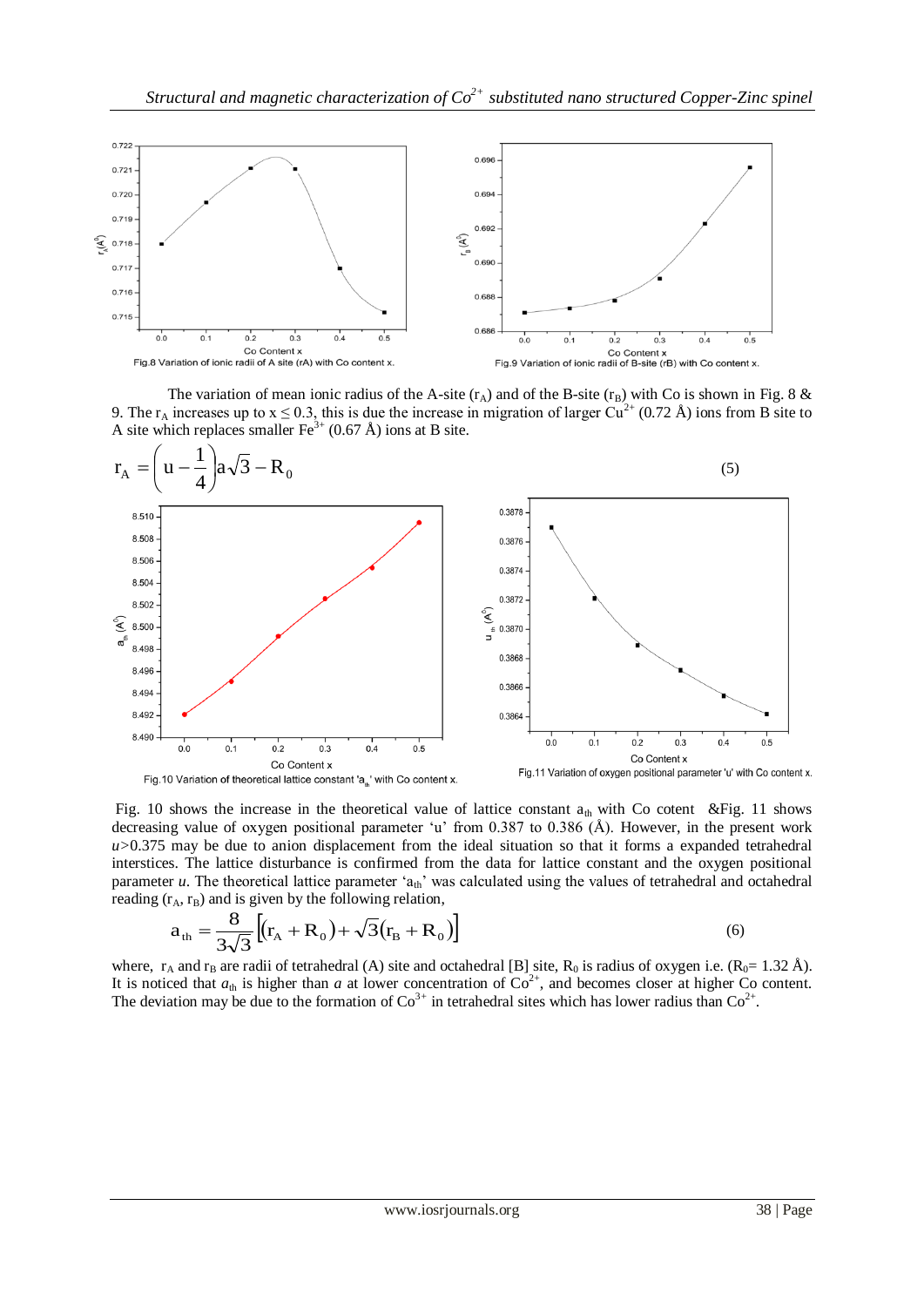Fig.8 Variation of ionic radii of A site (rA) with Co content x.

Fig.9 Variation of ionic radii of B-site (rB) with Co content x.

The variation of mean ionic radius of the A-site ($r_A$) and of the B-site ($r_B$) with Co is shown in Fig. 8 & 9. The $r_A$ increases up to $x \leq 0.3$, this is due the increase in migration of larger $Cu^{2+}$ (0.72 Å) ions from B site to A site which replaces smaller $Fe^{3+}$ (0.67 Å) ions at B site.

$$r_A = \left(u - \frac{1}{4}\right) a\sqrt{3} - R_0 \qquad (5)$$

Fig.10 Variation of theoretical lattice constant '$a_{th}$' with Co content x.

Fig.11 Variation of oxygen positional parameter 'u' with Co content x.

Fig. 10 shows the increase in the theoretical value of lattice constant $a_{th}$ with Co cotent &Fig. 11 shows decreasing value of oxygen positional parameter 'u' from 0.387 to 0.386 (Å). However, in the present work *u*>0.375 may be due to anion displacement from the ideal situation so that it forms a expanded tetrahedral interstices. The lattice disturbance is confirmed from the data for lattice constant and the oxygen positional parameter *u*. The theoretical lattice parameter '$a_{th}$' was calculated using the values of tetrahedral and octahedral reading ($r_A$, $r_B$) and is given by the following relation,

$$a_{th} = \frac{8}{3\sqrt{3}}\left[(r_A + R_0) + \sqrt{3}(r_B + R_0)\right] \qquad (6)$$

where, $r_A$ and $r_B$ are radii of tetrahedral (A) site and octahedral [B] site, $R_0$ is radius of oxygen i.e. ($R_0$= 1.32 Å). It is noticed that $a_{th}$ is higher than *a* at lower concentration of $Co^{2+}$, and becomes closer at higher Co content. The deviation may be due to the formation of $Co^{3+}$ in tetrahedral sites which has lower radius than $Co^{2+}$.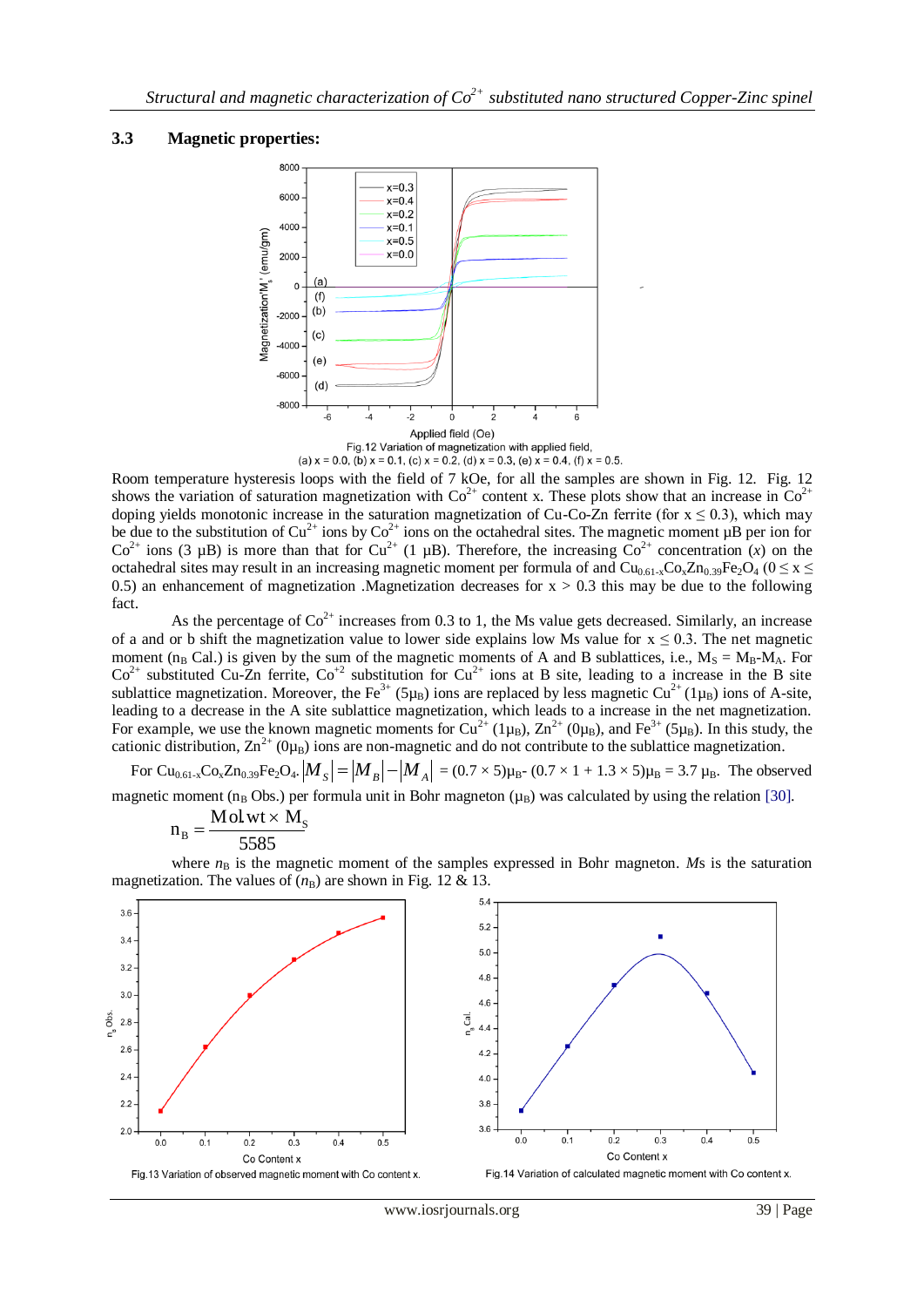### 3.3 Magnetic properties:

Fig.12 Variation of magnetization with applied field,
(a) x = 0.0, (b) x = 0.1, (c) x = 0.2, (d) x = 0.3, (e) x = 0.4, (f) x = 0.5.

Room temperature hysteresis loops with the field of 7 kOe, for all the samples are shown in Fig. 12. Fig. 12 shows the variation of saturation magnetization with $Co^{2+}$ content x. These plots show that an increase in $Co^{2+}$ doping yields monotonic increase in the saturation magnetization of Cu-Co-Zn ferrite (for $x \leq 0.3$), which may be due to the substitution of $Cu^{2+}$ ions by $Co^{2+}$ ions on the octahedral sites. The magnetic moment μB per ion for $Co^{2+}$ ions (3 μB) is more than that for $Cu^{2+}$ (1 μB). Therefore, the increasing $Co^{2+}$ concentration (*x*) on the octahedral sites may result in an increasing magnetic moment per formula of and $Cu_{0.61-x}Co_xZn_{0.39}Fe_2O_4$ ($0 \leq x \leq 0.5$) an enhancement of magnetization .Magnetization decreases for $x > 0.3$ this may be due to the following fact.

As the percentage of $Co^{2+}$ increases from 0.3 to 1, the Ms value gets decreased. Similarly, an increase of a and or b shift the magnetization value to lower side explains low Ms value for $x \leq 0.3$. The net magnetic moment ($n_B$ Cal.) is given by the sum of the magnetic moments of A and B sublattices, i.e., $M_S = M_B - M_A$. For $Co^{2+}$ substituted Cu-Zn ferrite, $Co^{+2}$ substitution for $Cu^{2+}$ ions at B site, leading to a increase in the B site sublattice magnetization. Moreover, the $Fe^{3+}$ ($5\mu_B$) ions are replaced by less magnetic $Cu^{2+}$ ($1\mu_B$) ions of A-site, leading to a decrease in the A site sublattice magnetization, which leads to a increase in the net magnetization. For example, we use the known magnetic moments for $Cu^{2+}$ ($1\mu_B$), $Zn^{2+}$ ($0\mu_B$), and $Fe^{3+}$ ($5\mu_B$). In this study, the cationic distribution, $Zn^{2+}$ ($0\mu_B$) ions are non-magnetic and do not contribute to the sublattice magnetization.

For $Cu_{0.61-x}Co_xZn_{0.39}Fe_2O_4$. $|M_S| = |M_B| - |M_A|$ = $(0.7 \times 5)\mu_B - (0.7 \times 1 + 1.3 \times 5)\mu_B = 3.7\ \mu_B$. The observed magnetic moment ($n_B$ Obs.) per formula unit in Bohr magneton ($\mu_B$) was calculated by using the relation [30].

$$n_B = \frac{Mol.wt \times M_S}{5585}$$

where $n_B$ is the magnetic moment of the samples expressed in Bohr magneton. *M*s is the saturation magnetization. The values of ($n_B$) are shown in Fig. 12 & 13.

Fig.13 Variation of observed magnetic moment with Co content x.

Fig.14 Variation of calculated magnetic moment with Co content x.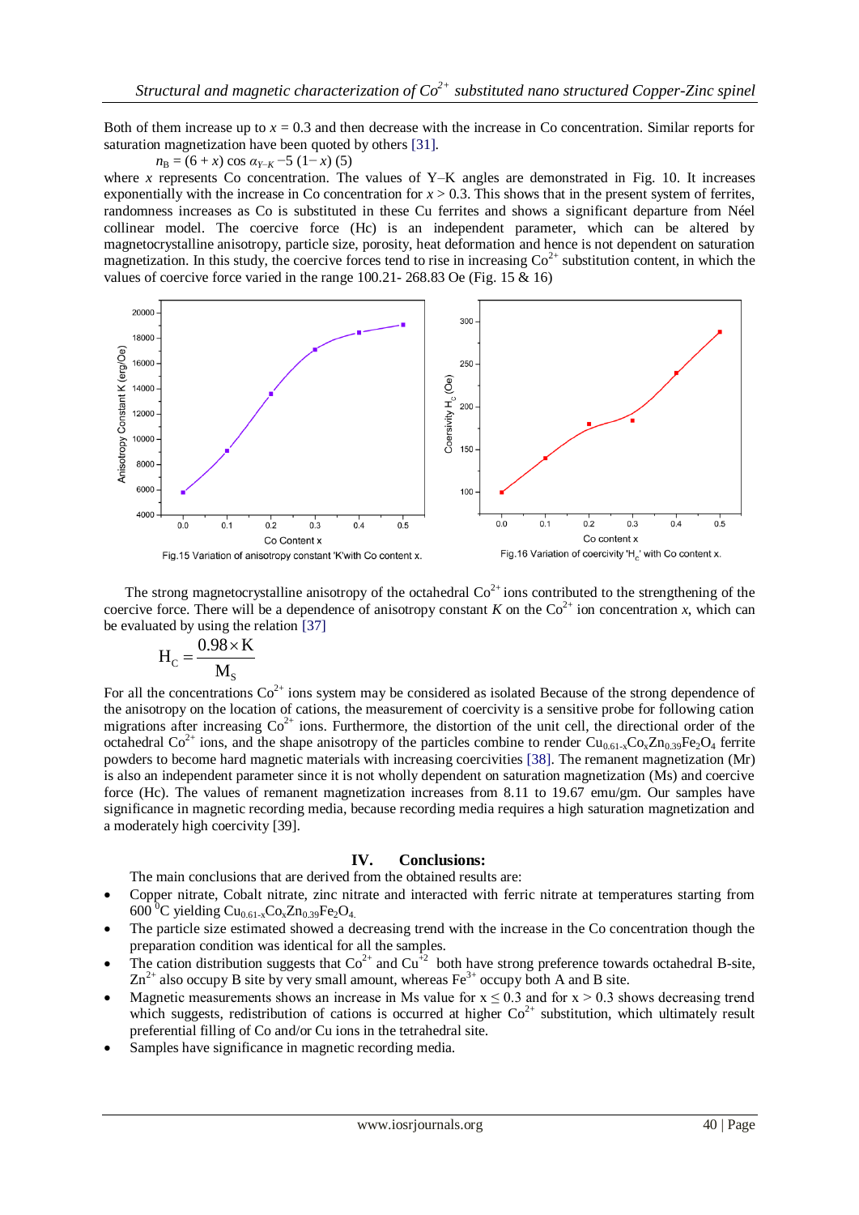Both of them increase up to $x = 0.3$ and then decrease with the increase in Co concentration. Similar reports for saturation magnetization have been quoted by others [31].

$n_B = (6 + x) \cos \alpha_{Y\text{–}K} - 5\ (1 - x)$ (5)

where $x$ represents Co concentration. The values of Y–K angles are demonstrated in Fig. 10. It increases exponentially with the increase in Co concentration for $x > 0.3$. This shows that in the present system of ferrites, randomness increases as Co is substituted in these Cu ferrites and shows a significant departure from Néel collinear model. The coercive force (Hc) is an independent parameter, which can be altered by magnetocrystalline anisotropy, particle size, porosity, heat deformation and hence is not dependent on saturation magnetization. In this study, the coercive forces tend to rise in increasing $Co^{2+}$ substitution content, in which the values of coercive force varied in the range 100.21- 268.83 Oe (Fig. 15 & 16)

Fig.15 Variation of anisotropy constant 'K'with Co content x.

Fig.16 Variation of coercivity '$H_c$' with Co content x.

The strong magnetocrystalline anisotropy of the octahedral $Co^{2+}$ ions contributed to the strengthening of the coercive force. There will be a dependence of anisotropy constant $K$ on the $Co^{2+}$ ion concentration $x$, which can be evaluated by using the relation [37]

$$H_C = \frac{0.98 \times K}{M_S}$$

For all the concentrations $Co^{2+}$ ions system may be considered as isolated Because of the strong dependence of the anisotropy on the location of cations, the measurement of coercivity is a sensitive probe for following cation migrations after increasing $Co^{2+}$ ions. Furthermore, the distortion of the unit cell, the directional order of the octahedral $Co^{2+}$ ions, and the shape anisotropy of the particles combine to render $Cu_{0.61-x}Co_xZn_{0.39}Fe_2O_4$ ferrite powders to become hard magnetic materials with increasing coercivities [38]. The remanent magnetization (Mr) is also an independent parameter since it is not wholly dependent on saturation magnetization (Ms) and coercive force (Hc). The values of remanent magnetization increases from 8.11 to 19.67 emu/gm. Our samples have significance in magnetic recording media, because recording media requires a high saturation magnetization and a moderately high coercivity [39].

## IV. Conclusions:

The main conclusions that are derived from the obtained results are:

- Copper nitrate, Cobalt nitrate, zinc nitrate and interacted with ferric nitrate at temperatures starting from 600 $^0$C yielding $Cu_{0.61-x}Co_xZn_{0.39}Fe_2O_4$.
- The particle size estimated showed a decreasing trend with the increase in the Co concentration though the preparation condition was identical for all the samples.
- The cation distribution suggests that $Co^{2+}$ and $Cu^{+2}$ both have strong preference towards octahedral B-site, $Zn^{2+}$ also occupy B site by very small amount, whereas $Fe^{3+}$ occupy both A and B site.
- Magnetic measurements shows an increase in Ms value for $x \leq 0.3$ and for $x > 0.3$ shows decreasing trend which suggests, redistribution of cations is occurred at higher $Co^{2+}$ substitution, which ultimately result preferential filling of Co and/or Cu ions in the tetrahedral site.
- Samples have significance in magnetic recording media.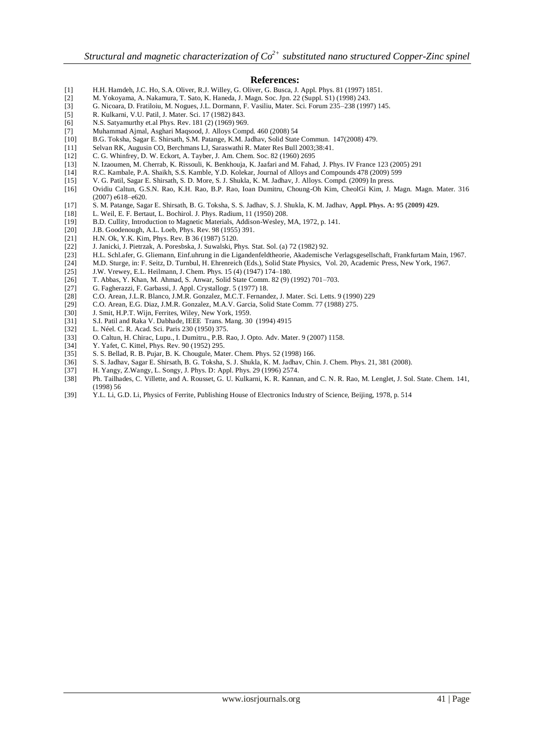## References:

[1] H.H. Hamdeh, J.C. Ho, S.A. Oliver, R.J. Willey, G. Oliver, G. Busca, J. Appl. Phys. 81 (1997) 1851.
[2] M. Yokoyama, A. Nakamura, T. Sato, K. Haneda, J. Magn. Soc. Jpn. 22 (Suppl. S1) (1998) 243.
[3] G. Nicoara, D. Fratiloiu, M. Nogues, J.L. Dormann, F. Vasiliu, Mater. Sci. Forum 235–238 (1997) 145.
[5] R. Kulkarni, V.U. Patil, J. Mater. Sci. 17 (1982) 843.
[6] N.S. Satyamurthy et.al Phys. Rev. 181 (2) (1969) 969.
[7] Muhammad Ajmal, Asghari Maqsood, J. Alloys Compd. 460 (2008) 54
[10] B.G. Toksha, Sagar E. Shirsath, S.M. Patange, K.M. Jadhav, Solid State Commun. 147(2008) 479.
[11] Selvan RK, Augusin CO, Berchmans LJ, Saraswathi R. Mater Res Bull 2003;38:41.
[12] C. G. Whinfrey, D. W. Eckort, A. Tayber, J. Am. Chem. Soc. 82 (1960) 2695
[13] N. Izaoumen, M. Cherrab, K. Rissouli, K. Benkhouja, K. Jaafari and M. Fahad, J. Phys. IV France 123 (2005) 291
[14] R.C. Kambale, P.A. Shaikh, S.S. Kamble, Y.D. Kolekar, Journal of Alloys and Compounds 478 (2009) 599
[15] V. G. Patil, Sagar E. Shirsath, S. D. More, S. J. Shukla, K. M. Jadhav, J. Alloys. Compd. (2009) In press.
[16] Ovidiu Caltun, G.S.N. Rao, K.H. Rao, B.P. Rao, Ioan Dumitru, Choung-Oh Kim, CheolGi Kim, J. Magn. Magn. Mater. 316 (2007) e618–e620.
[17] S. M. Patange, Sagar E. Shirsath, B. G. Toksha, S. S. Jadhav, S. J. Shukla, K. M. Jadhav, **Appl. Phys. A: 95 (2009) 429.**
[18] L. Weil, E. F. Bertaut, L. Bochirol. J. Phys. Radium, 11 (1950) 208.
[19] B.D. Cullity, Introduction to Magnetic Materials, Addison-Wesley, MA, 1972, p. 141.
[20] J.B. Goodenough, A.L. Loeb, Phys. Rev. 98 (1955) 391.
[21] H.N. Ok, Y.K. Kim, Phys. Rev. B 36 (1987) 5120.
[22] J. Janicki, J. Pietrzak, A. Poresbska, J. Suwalski, Phys. Stat. Sol. (a) 72 (1982) 92.
[23] H.L. Schl.afer, G. Gliemann, Einf.uhrung in die Ligandenfeldtheorie, Akademische Verlagsgesellschaft, Frankfurtam Main, 1967.
[24] M.D. Sturge, in: F. Seitz, D. Turnbul, H. Ehrenreich (Eds.), Solid State Physics, Vol. 20, Academic Press, New York, 1967.
[25] J.W. Vrewey, E.L. Heilmann, J. Chem. Phys. 15 (4) (1947) 174–180.
[26] T. Abbas, Y. Khan, M. Ahmad, S. Anwar, Solid State Comm. 82 (9) (1992) 701–703.
[27] G. Fagherazzi, F. Garbassi, J. Appl. Crystallogr. 5 (1977) 18.
[28] C.O. Arean, J.L.R. Blanco, J.M.R. Gonzalez, M.C.T. Fernandez, J. Mater. Sci. Letts. 9 (1990) 229
[29] C.O. Arean, E.G. Diaz, J.M.R. Gonzalez, M.A.V. Garcia, Solid State Comm. 77 (1988) 275.
[30] J. Smit, H.P.T. Wijn, Ferrites, Wiley, New York, 1959.
[31] S.I. Patil and Raka V. Dabhade, IEEE Trans. Mang. 30 (1994) 4915
[32] L. Néel. C. R. Acad. Sci. Paris 230 (1950) 375.
[33] O. Caltun, H. Chirac, Lupu., I. Dumitru., P.B. Rao, J. Opto. Adv. Mater. 9 (2007) 1158.
[34] Y. Yafet, C. Kittel, Phys. Rev. 90 (1952) 295.
[35] S. S. Bellad, R. B. Pujar, B. K. Chougule, Mater. Chem. Phys. 52 (1998) 166.
[36] S. S. Jadhav, Sagar E. Shirsath, B. G. Toksha, S. J. Shukla, K. M. Jadhav, Chin. J. Chem. Phys. 21, 381 (2008).
[37] H. Yangy, Z.Wangy, L. Songy, J. Phys. D: Appl. Phys. 29 (1996) 2574.
[38] Ph. Tailhades, C. Villette, and A. Rousset, G. U. Kulkarni, K. R. Kannan, and C. N. R. Rao, M. Lenglet, J. Sol. State. Chem. 141, (1998) 56
[39] Y.L. Li, G.D. Li, Physics of Ferrite, Publishing House of Electronics Industry of Science, Beijing, 1978, p. 514